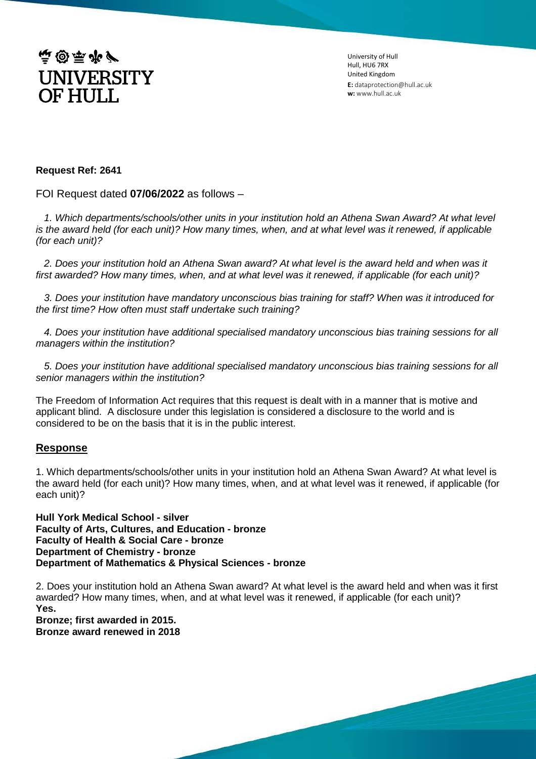# UNIVERSITY OF HULL

University of Hull
Hull, HU6 7RX
United Kingdom
**E:** dataprotection@hull.ac.uk
**w:** www.hull.ac.uk

**Request Ref: 2641**

FOI Request dated **07/06/2022** as follows –

*1. Which departments/schools/other units in your institution hold an Athena Swan Award? At what level is the award held (for each unit)? How many times, when, and at what level was it renewed, if applicable (for each unit)?*

*2. Does your institution hold an Athena Swan award? At what level is the award held and when was it first awarded? How many times, when, and at what level was it renewed, if applicable (for each unit)?*

*3. Does your institution have mandatory unconscious bias training for staff? When was it introduced for the first time? How often must staff undertake such training?*

*4. Does your institution have additional specialised mandatory unconscious bias training sessions for all managers within the institution?*

*5. Does your institution have additional specialised mandatory unconscious bias training sessions for all senior managers within the institution?*

The Freedom of Information Act requires that this request is dealt with in a manner that is motive and applicant blind. A disclosure under this legislation is considered a disclosure to the world and is considered to be on the basis that it is in the public interest.

## Response

1. Which departments/schools/other units in your institution hold an Athena Swan Award? At what level is the award held (for each unit)? How many times, when, and at what level was it renewed, if applicable (for each unit)?

**Hull York Medical School - silver**
**Faculty of Arts, Cultures, and Education - bronze**
**Faculty of Health & Social Care - bronze**
**Department of Chemistry - bronze**
**Department of Mathematics & Physical Sciences - bronze**

2. Does your institution hold an Athena Swan award? At what level is the award held and when was it first awarded? How many times, when, and at what level was it renewed, if applicable (for each unit)?
**Yes.**
**Bronze; first awarded in 2015.**
**Bronze award renewed in 2018**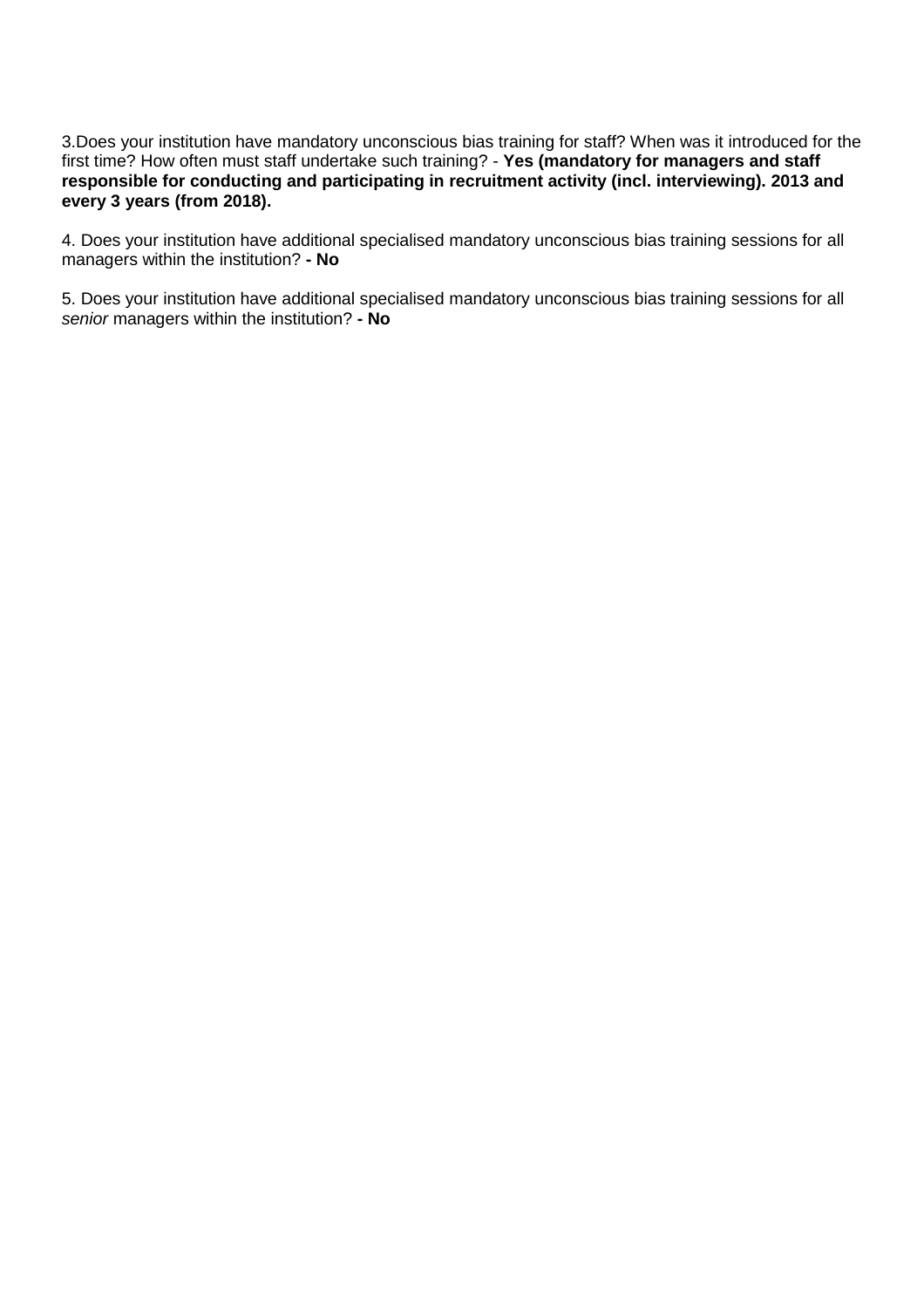3.Does your institution have mandatory unconscious bias training for staff? When was it introduced for the first time? How often must staff undertake such training? - **Yes (mandatory for managers and staff responsible for conducting and participating in recruitment activity (incl. interviewing). 2013 and every 3 years (from 2018).**

4. Does your institution have additional specialised mandatory unconscious bias training sessions for all managers within the institution? **- No**

5. Does your institution have additional specialised mandatory unconscious bias training sessions for all *senior* managers within the institution? **- No**